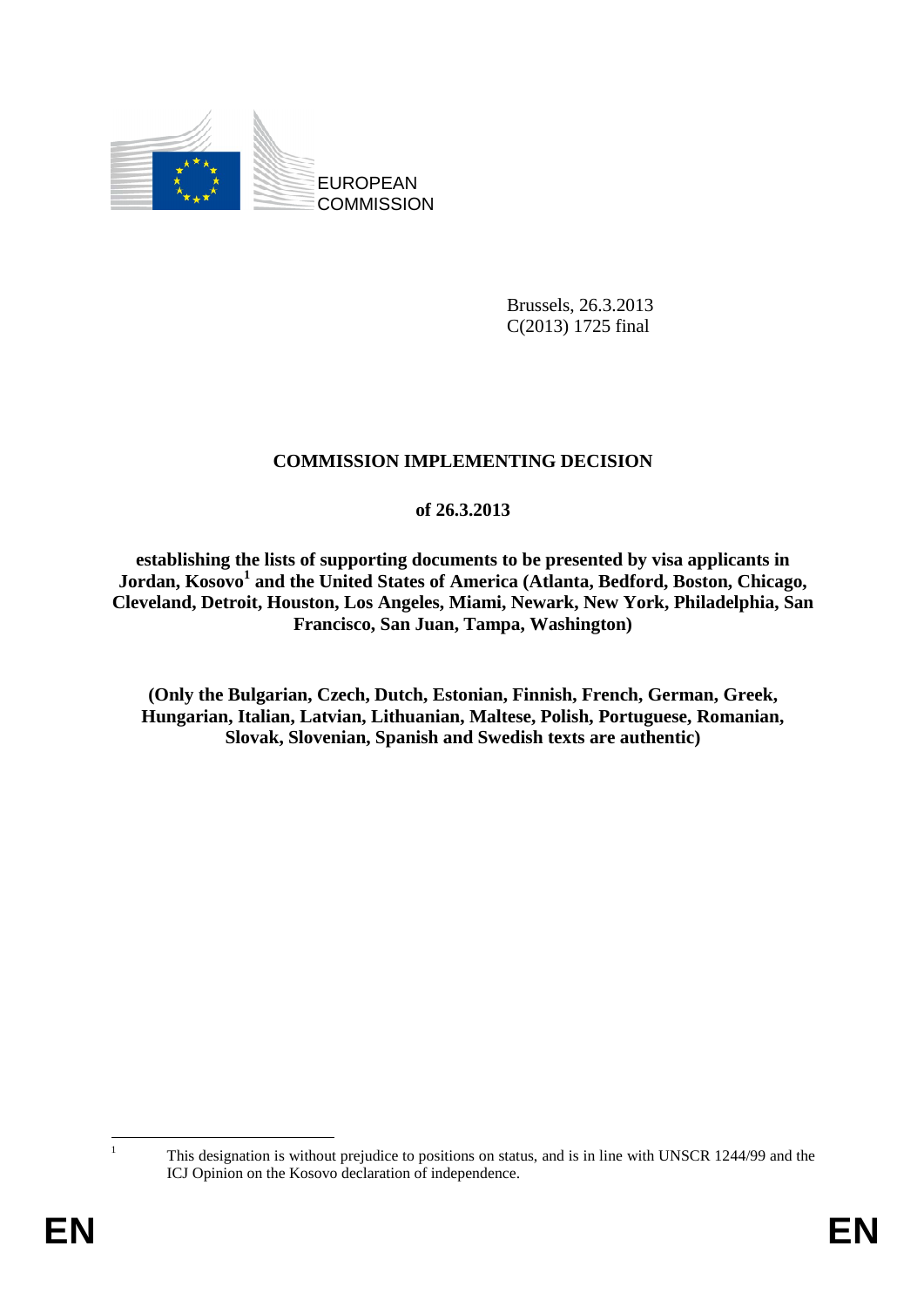EUROPEAN COMMISSION

Brussels, 26.3.2013
C(2013) 1725 final

# COMMISSION IMPLEMENTING DECISION

## of 26.3.2013

## establishing the lists of supporting documents to be presented by visa applicants in Jordan, Kosovo[1] and the United States of America (Atlanta, Bedford, Boston, Chicago, Cleveland, Detroit, Houston, Los Angeles, Miami, Newark, New York, Philadelphia, San Francisco, San Juan, Tampa, Washington)

**(Only the Bulgarian, Czech, Dutch, Estonian, Finnish, French, German, Greek, Hungarian, Italian, Latvian, Lithuanian, Maltese, Polish, Portuguese, Romanian, Slovak, Slovenian, Spanish and Swedish texts are authentic)**

[1] This designation is without prejudice to positions on status, and is in line with UNSCR 1244/99 and the ICJ Opinion on the Kosovo declaration of independence.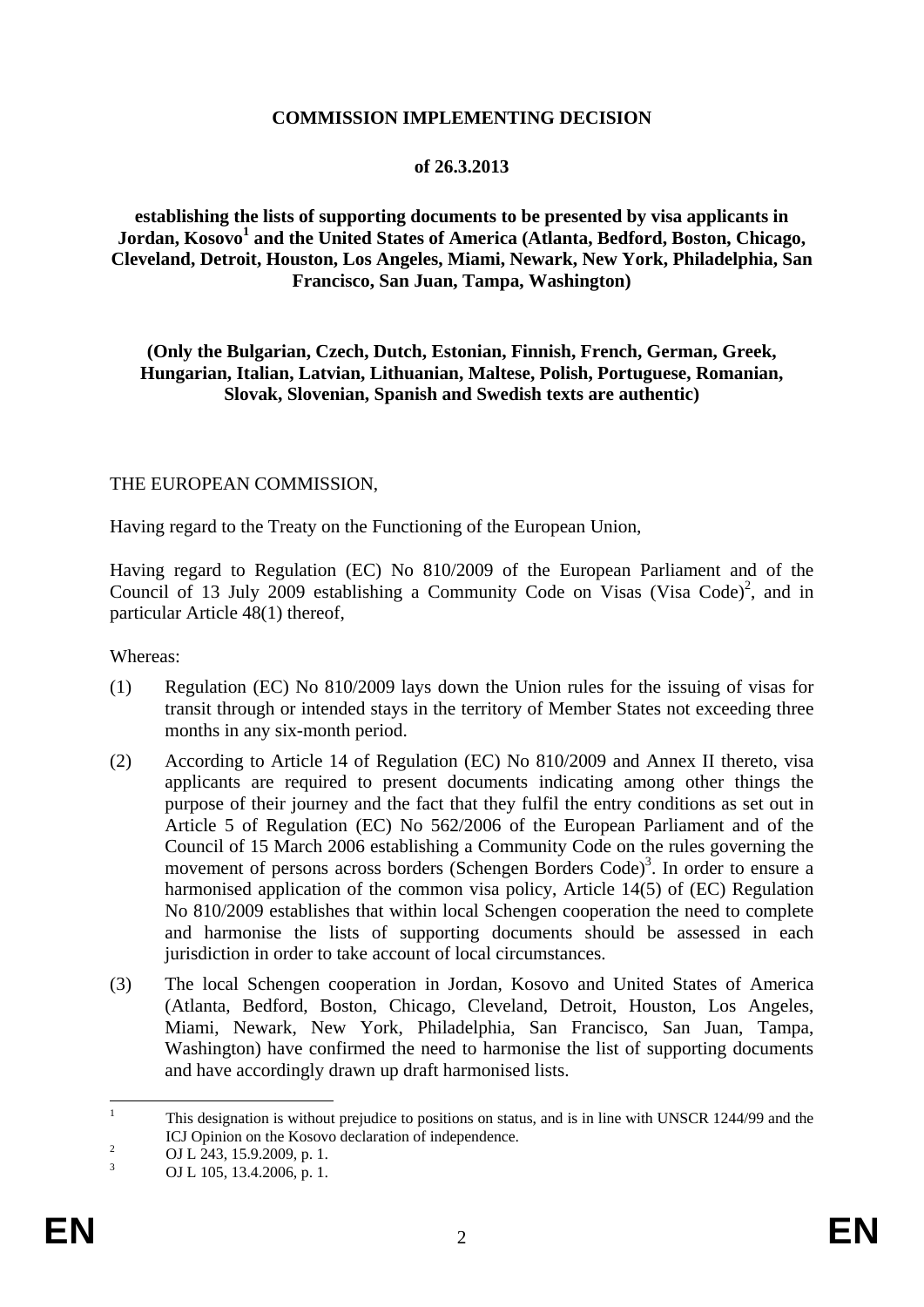**COMMISSION IMPLEMENTING DECISION**

**of 26.3.2013**

**establishing the lists of supporting documents to be presented by visa applicants in Jordan, Kosovo[1] and the United States of America (Atlanta, Bedford, Boston, Chicago, Cleveland, Detroit, Houston, Los Angeles, Miami, Newark, New York, Philadelphia, San Francisco, San Juan, Tampa, Washington)**

**(Only the Bulgarian, Czech, Dutch, Estonian, Finnish, French, German, Greek, Hungarian, Italian, Latvian, Lithuanian, Maltese, Polish, Portuguese, Romanian, Slovak, Slovenian, Spanish and Swedish texts are authentic)**

THE EUROPEAN COMMISSION,

Having regard to the Treaty on the Functioning of the European Union,

Having regard to Regulation (EC) No 810/2009 of the European Parliament and of the Council of 13 July 2009 establishing a Community Code on Visas (Visa Code)[2], and in particular Article 48(1) thereof,

Whereas:

(1) Regulation (EC) No 810/2009 lays down the Union rules for the issuing of visas for transit through or intended stays in the territory of Member States not exceeding three months in any six-month period.

(2) According to Article 14 of Regulation (EC) No 810/2009 and Annex II thereto, visa applicants are required to present documents indicating among other things the purpose of their journey and the fact that they fulfil the entry conditions as set out in Article 5 of Regulation (EC) No 562/2006 of the European Parliament and of the Council of 15 March 2006 establishing a Community Code on the rules governing the movement of persons across borders (Schengen Borders Code)[3]. In order to ensure a harmonised application of the common visa policy, Article 14(5) of (EC) Regulation No 810/2009 establishes that within local Schengen cooperation the need to complete and harmonise the lists of supporting documents should be assessed in each jurisdiction in order to take account of local circumstances.

(3) The local Schengen cooperation in Jordan, Kosovo and United States of America (Atlanta, Bedford, Boston, Chicago, Cleveland, Detroit, Houston, Los Angeles, Miami, Newark, New York, Philadelphia, San Francisco, San Juan, Tampa, Washington) have confirmed the need to harmonise the list of supporting documents and have accordingly drawn up draft harmonised lists.

---

[1] This designation is without prejudice to positions on status, and is in line with UNSCR 1244/99 and the ICJ Opinion on the Kosovo declaration of independence.

[2] OJ L 243, 15.9.2009, p. 1.

[3] OJ L 105, 13.4.2006, p. 1.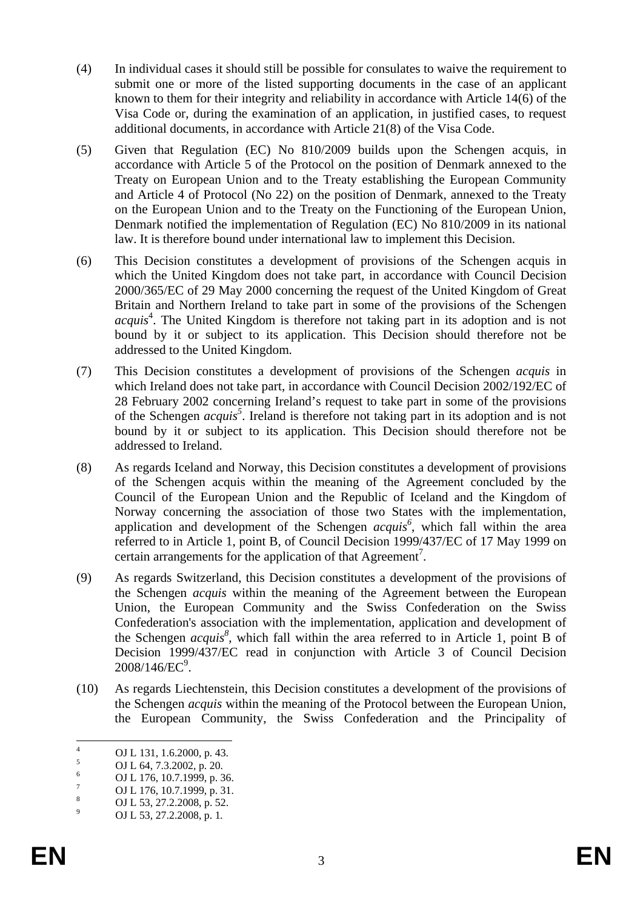(4) In individual cases it should still be possible for consulates to waive the requirement to submit one or more of the listed supporting documents in the case of an applicant known to them for their integrity and reliability in accordance with Article 14(6) of the Visa Code or, during the examination of an application, in justified cases, to request additional documents, in accordance with Article 21(8) of the Visa Code.

(5) Given that Regulation (EC) No 810/2009 builds upon the Schengen acquis, in accordance with Article 5 of the Protocol on the position of Denmark annexed to the Treaty on European Union and to the Treaty establishing the European Community and Article 4 of Protocol (No 22) on the position of Denmark, annexed to the Treaty on the European Union and to the Treaty on the Functioning of the European Union, Denmark notified the implementation of Regulation (EC) No 810/2009 in its national law. It is therefore bound under international law to implement this Decision.

(6) This Decision constitutes a development of provisions of the Schengen acquis in which the United Kingdom does not take part, in accordance with Council Decision 2000/365/EC of 29 May 2000 concerning the request of the United Kingdom of Great Britain and Northern Ireland to take part in some of the provisions of the Schengen *acquis*[4]. The United Kingdom is therefore not taking part in its adoption and is not bound by it or subject to its application. This Decision should therefore not be addressed to the United Kingdom.

(7) This Decision constitutes a development of provisions of the Schengen *acquis* in which Ireland does not take part, in accordance with Council Decision 2002/192/EC of 28 February 2002 concerning Ireland's request to take part in some of the provisions of the Schengen *acquis*[5]. Ireland is therefore not taking part in its adoption and is not bound by it or subject to its application. This Decision should therefore not be addressed to Ireland.

(8) As regards Iceland and Norway, this Decision constitutes a development of provisions of the Schengen acquis within the meaning of the Agreement concluded by the Council of the European Union and the Republic of Iceland and the Kingdom of Norway concerning the association of those two States with the implementation, application and development of the Schengen *acquis*[6], which fall within the area referred to in Article 1, point B, of Council Decision 1999/437/EC of 17 May 1999 on certain arrangements for the application of that Agreement[7].

(9) As regards Switzerland, this Decision constitutes a development of the provisions of the Schengen *acquis* within the meaning of the Agreement between the European Union, the European Community and the Swiss Confederation on the Swiss Confederation's association with the implementation, application and development of the Schengen *acquis*[8], which fall within the area referred to in Article 1, point B of Decision 1999/437/EC read in conjunction with Article 3 of Council Decision 2008/146/EC[9].

(10) As regards Liechtenstein, this Decision constitutes a development of the provisions of the Schengen *acquis* within the meaning of the Protocol between the European Union, the European Community, the Swiss Confederation and the Principality of

---

[4] OJ L 131, 1.6.2000, p. 43.

[5] OJ L 64, 7.3.2002, p. 20.

[6] OJ L 176, 10.7.1999, p. 36.

[7] OJ L 176, 10.7.1999, p. 31.

[8] OJ L 53, 27.2.2008, p. 52.

[9] OJ L 53, 27.2.2008, p. 1.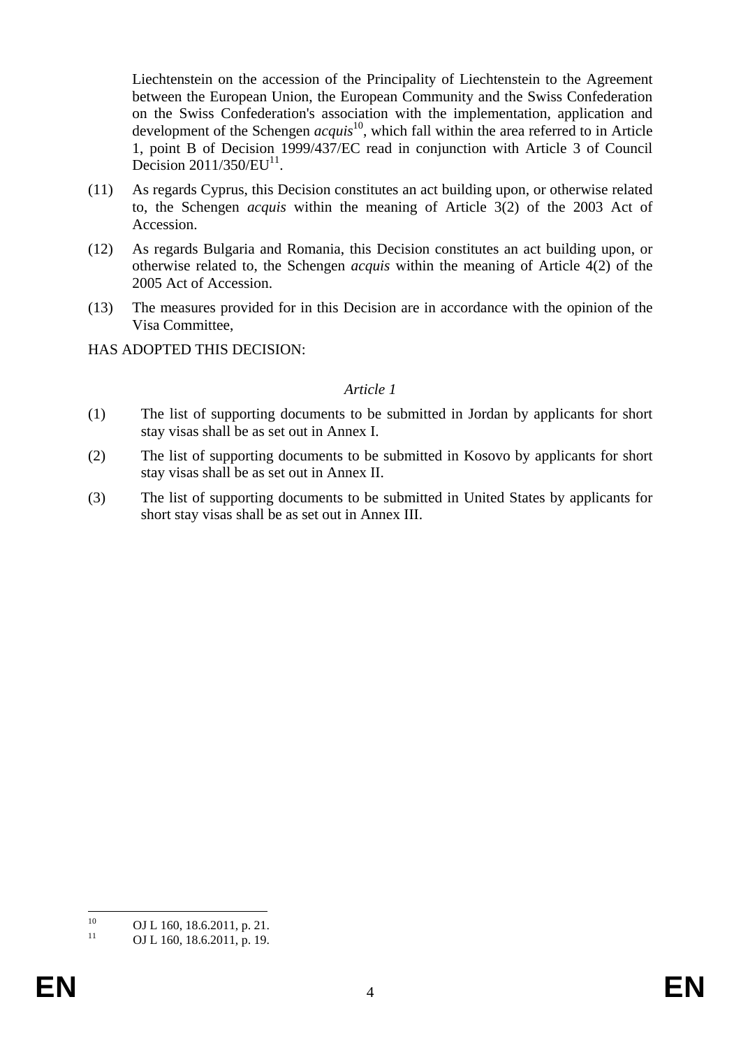Liechtenstein on the accession of the Principality of Liechtenstein to the Agreement between the European Union, the European Community and the Swiss Confederation on the Swiss Confederation's association with the implementation, application and development of the Schengen *acquis*[10], which fall within the area referred to in Article 1, point B of Decision 1999/437/EC read in conjunction with Article 3 of Council Decision 2011/350/EU[11].

(11) As regards Cyprus, this Decision constitutes an act building upon, or otherwise related to, the Schengen *acquis* within the meaning of Article 3(2) of the 2003 Act of Accession.

(12) As regards Bulgaria and Romania, this Decision constitutes an act building upon, or otherwise related to, the Schengen *acquis* within the meaning of Article 4(2) of the 2005 Act of Accession.

(13) The measures provided for in this Decision are in accordance with the opinion of the Visa Committee,

HAS ADOPTED THIS DECISION:

*Article 1*

(1) The list of supporting documents to be submitted in Jordan by applicants for short stay visas shall be as set out in Annex I.

(2) The list of supporting documents to be submitted in Kosovo by applicants for short stay visas shall be as set out in Annex II.

(3) The list of supporting documents to be submitted in United States by applicants for short stay visas shall be as set out in Annex III.

---

[10] OJ L 160, 18.6.2011, p. 21.

[11] OJ L 160, 18.6.2011, p. 19.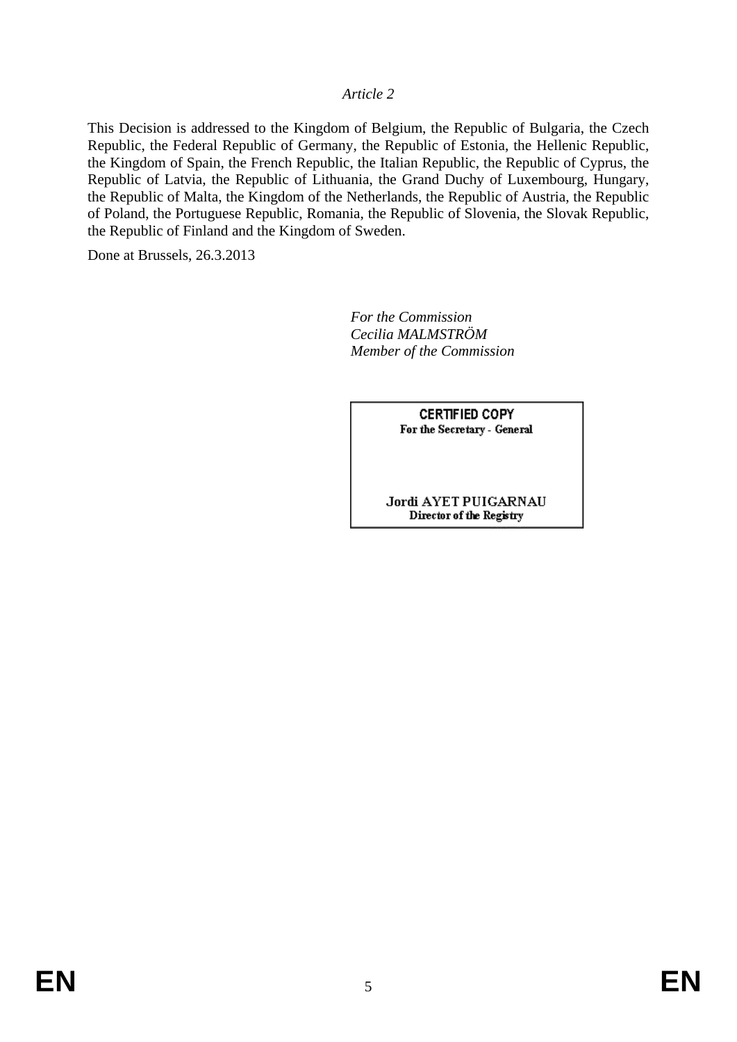*Article 2*

This Decision is addressed to the Kingdom of Belgium, the Republic of Bulgaria, the Czech Republic, the Federal Republic of Germany, the Republic of Estonia, the Hellenic Republic, the Kingdom of Spain, the French Republic, the Italian Republic, the Republic of Cyprus, the Republic of Latvia, the Republic of Lithuania, the Grand Duchy of Luxembourg, Hungary, the Republic of Malta, the Kingdom of the Netherlands, the Republic of Austria, the Republic of Poland, the Portuguese Republic, Romania, the Republic of Slovenia, the Slovak Republic, the Republic of Finland and the Kingdom of Sweden.

Done at Brussels, 26.3.2013

*For the Commission*
*Cecilia MALMSTRÖM*
*Member of the Commission*

**CERTIFIED COPY**
**For the Secretary - General**

**Jordi AYET PUIGARNAU**
**Director of the Registry**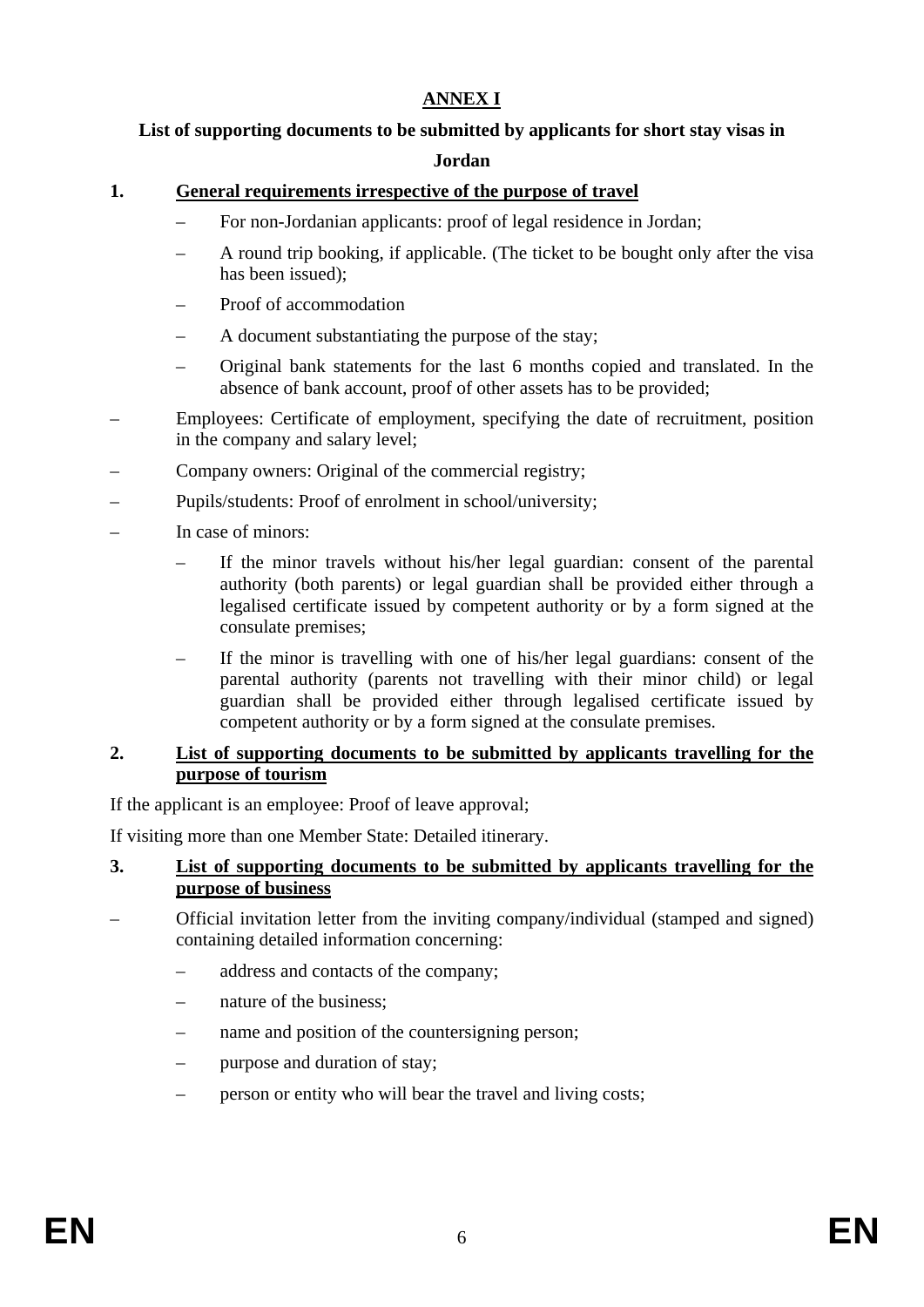**ANNEX I**

**List of supporting documents to be submitted by applicants for short stay visas in Jordan**

## 1. General requirements irrespective of the purpose of travel

   - For non-Jordanian applicants: proof of legal residence in Jordan;
   - A round trip booking, if applicable. (The ticket to be bought only after the visa has been issued);
   - Proof of accommodation
   - A document substantiating the purpose of the stay;
   - Original bank statements for the last 6 months copied and translated. In the absence of bank account, proof of other assets has to be provided;
- Employees: Certificate of employment, specifying the date of recruitment, position in the company and salary level;
- Company owners: Original of the commercial registry;
- Pupils/students: Proof of enrolment in school/university;
- In case of minors:
   - If the minor travels without his/her legal guardian: consent of the parental authority (both parents) or legal guardian shall be provided either through a legalised certificate issued by competent authority or by a form signed at the consulate premises;
   - If the minor is travelling with one of his/her legal guardians: consent of the parental authority (parents not travelling with their minor child) or legal guardian shall be provided either through legalised certificate issued by competent authority or by a form signed at the consulate premises.

## 2. List of supporting documents to be submitted by applicants travelling for the purpose of tourism

If the applicant is an employee: Proof of leave approval;

If visiting more than one Member State: Detailed itinerary.

## 3. List of supporting documents to be submitted by applicants travelling for the purpose of business

- Official invitation letter from the inviting company/individual (stamped and signed) containing detailed information concerning:
   - address and contacts of the company;
   - nature of the business;
   - name and position of the countersigning person;
   - purpose and duration of stay;
   - person or entity who will bear the travel and living costs;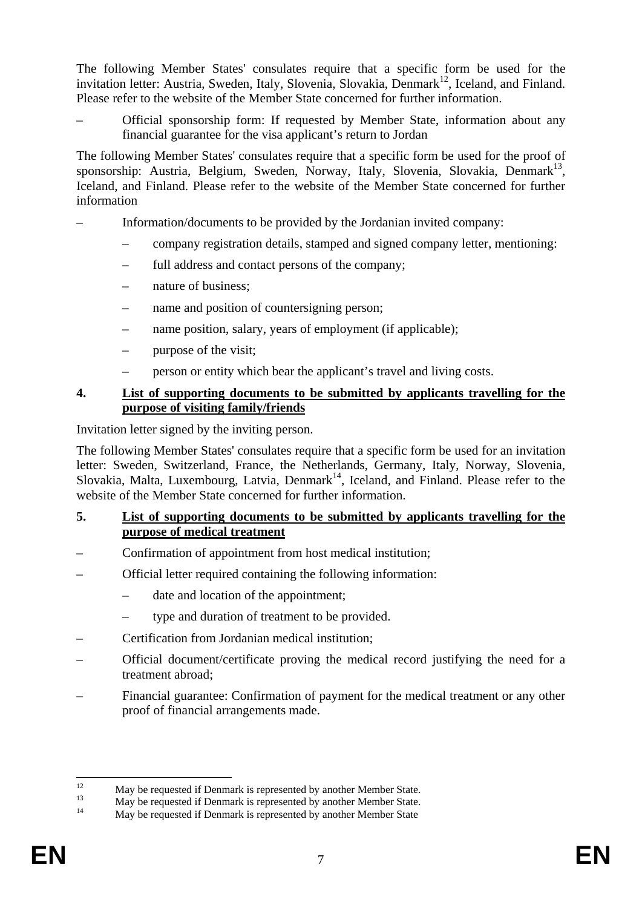The following Member States' consulates require that a specific form be used for the invitation letter: Austria, Sweden, Italy, Slovenia, Slovakia, Denmark[12], Iceland, and Finland. Please refer to the website of the Member State concerned for further information.

– Official sponsorship form: If requested by Member State, information about any financial guarantee for the visa applicant's return to Jordan

The following Member States' consulates require that a specific form be used for the proof of sponsorship: Austria, Belgium, Sweden, Norway, Italy, Slovenia, Slovakia, Denmark[13], Iceland, and Finland. Please refer to the website of the Member State concerned for further information

– Information/documents to be provided by the Jordanian invited company:
  – company registration details, stamped and signed company letter, mentioning:
  – full address and contact persons of the company;
  – nature of business;
  – name and position of countersigning person;
  – name position, salary, years of employment (if applicable);
  – purpose of the visit;
  – person or entity which bear the applicant's travel and living costs.

#### 4. List of supporting documents to be submitted by applicants travelling for the purpose of visiting family/friends

Invitation letter signed by the inviting person.

The following Member States' consulates require that a specific form be used for an invitation letter: Sweden, Switzerland, France, the Netherlands, Germany, Italy, Norway, Slovenia, Slovakia, Malta, Luxembourg, Latvia, Denmark[14], Iceland, and Finland. Please refer to the website of the Member State concerned for further information.

#### 5. List of supporting documents to be submitted by applicants travelling for the purpose of medical treatment

– Confirmation of appointment from host medical institution;
– Official letter required containing the following information:
  – date and location of the appointment;
  – type and duration of treatment to be provided.
– Certification from Jordanian medical institution;
– Official document/certificate proving the medical record justifying the need for a treatment abroad;
– Financial guarantee: Confirmation of payment for the medical treatment or any other proof of financial arrangements made.

---

[12] May be requested if Denmark is represented by another Member State.

[13] May be requested if Denmark is represented by another Member State.

[14] May be requested if Denmark is represented by another Member State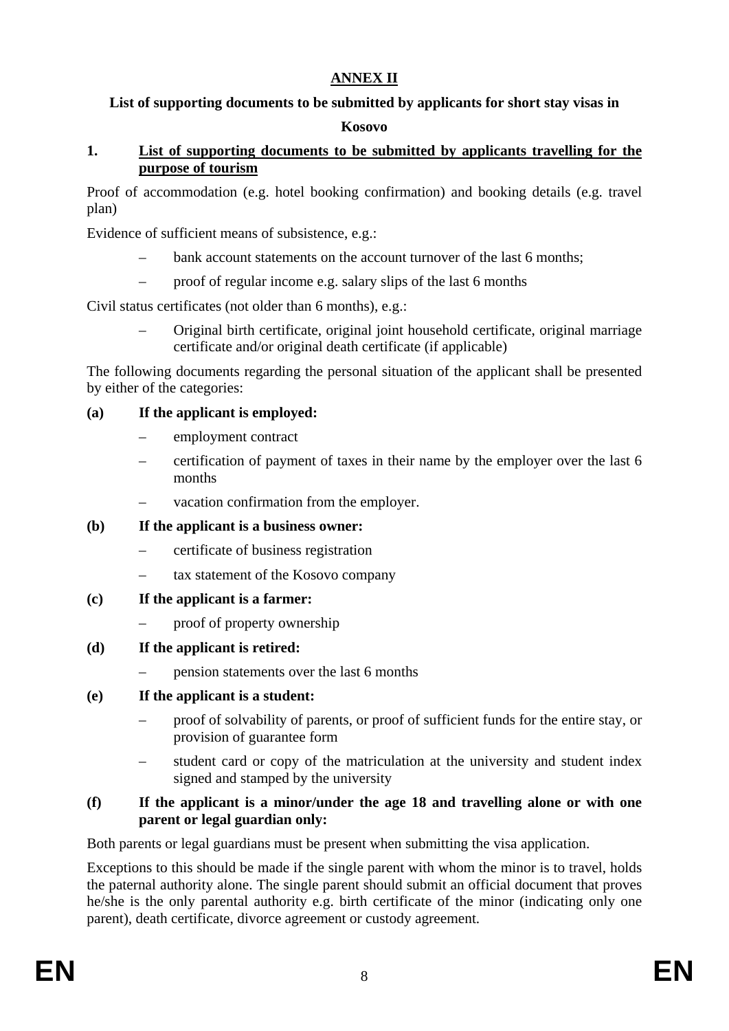# ANNEX II

## List of supporting documents to be submitted by applicants for short stay visas in Kosovo

### 1. List of supporting documents to be submitted by applicants travelling for the purpose of tourism

Proof of accommodation (e.g. hotel booking confirmation) and booking details (e.g. travel plan)

Evidence of sufficient means of subsistence, e.g.:

- bank account statements on the account turnover of the last 6 months;
- proof of regular income e.g. salary slips of the last 6 months

Civil status certificates (not older than 6 months), e.g.:

- Original birth certificate, original joint household certificate, original marriage certificate and/or original death certificate (if applicable)

The following documents regarding the personal situation of the applicant shall be presented by either of the categories:

**(a) If the applicant is employed:**

- employment contract
- certification of payment of taxes in their name by the employer over the last 6 months
- vacation confirmation from the employer.

**(b) If the applicant is a business owner:**

- certificate of business registration
- tax statement of the Kosovo company

**(c) If the applicant is a farmer:**

- proof of property ownership

**(d) If the applicant is retired:**

- pension statements over the last 6 months

**(e) If the applicant is a student:**

- proof of solvability of parents, or proof of sufficient funds for the entire stay, or provision of guarantee form
- student card or copy of the matriculation at the university and student index signed and stamped by the university

**(f) If the applicant is a minor/under the age 18 and travelling alone or with one parent or legal guardian only:**

Both parents or legal guardians must be present when submitting the visa application.

Exceptions to this should be made if the single parent with whom the minor is to travel, holds the paternal authority alone. The single parent should submit an official document that proves he/she is the only parental authority e.g. birth certificate of the minor (indicating only one parent), death certificate, divorce agreement or custody agreement.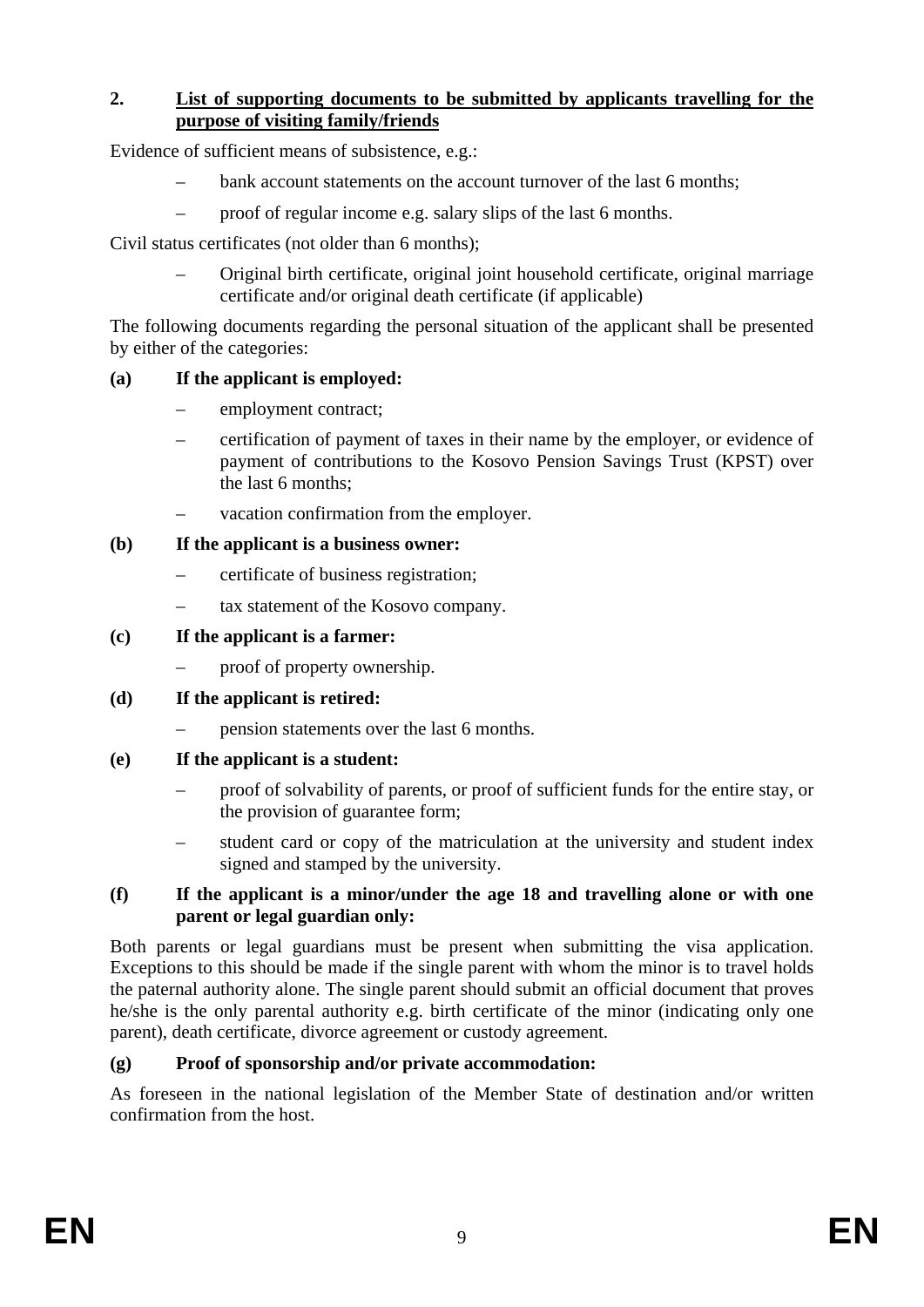## 2. List of supporting documents to be submitted by applicants travelling for the purpose of visiting family/friends

Evidence of sufficient means of subsistence, e.g.:

- bank account statements on the account turnover of the last 6 months;
- proof of regular income e.g. salary slips of the last 6 months.

Civil status certificates (not older than 6 months);

- Original birth certificate, original joint household certificate, original marriage certificate and/or original death certificate (if applicable)

The following documents regarding the personal situation of the applicant shall be presented by either of the categories:

**(a) If the applicant is employed:**

- employment contract;
- certification of payment of taxes in their name by the employer, or evidence of payment of contributions to the Kosovo Pension Savings Trust (KPST) over the last 6 months;
- vacation confirmation from the employer.

**(b) If the applicant is a business owner:**

- certificate of business registration;
- tax statement of the Kosovo company.

**(c) If the applicant is a farmer:**

- proof of property ownership.

**(d) If the applicant is retired:**

- pension statements over the last 6 months.

**(e) If the applicant is a student:**

- proof of solvability of parents, or proof of sufficient funds for the entire stay, or the provision of guarantee form;
- student card or copy of the matriculation at the university and student index signed and stamped by the university.

**(f) If the applicant is a minor/under the age 18 and travelling alone or with one parent or legal guardian only:**

Both parents or legal guardians must be present when submitting the visa application. Exceptions to this should be made if the single parent with whom the minor is to travel holds the paternal authority alone. The single parent should submit an official document that proves he/she is the only parental authority e.g. birth certificate of the minor (indicating only one parent), death certificate, divorce agreement or custody agreement.

**(g) Proof of sponsorship and/or private accommodation:**

As foreseen in the national legislation of the Member State of destination and/or written confirmation from the host.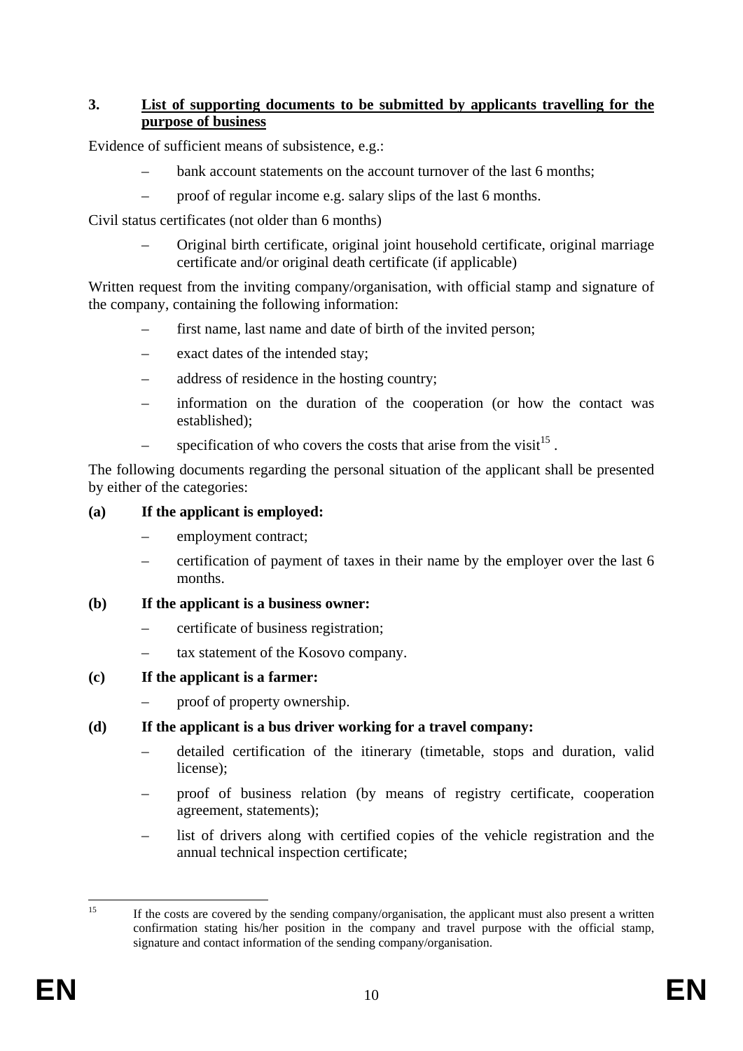### 3. List of supporting documents to be submitted by applicants travelling for the purpose of business

Evidence of sufficient means of subsistence, e.g.:

- bank account statements on the account turnover of the last 6 months;
- proof of regular income e.g. salary slips of the last 6 months.

Civil status certificates (not older than 6 months)

- Original birth certificate, original joint household certificate, original marriage certificate and/or original death certificate (if applicable)

Written request from the inviting company/organisation, with official stamp and signature of the company, containing the following information:

- first name, last name and date of birth of the invited person;
- exact dates of the intended stay;
- address of residence in the hosting country;
- information on the duration of the cooperation (or how the contact was established);
- specification of who covers the costs that arise from the visit[15] .

The following documents regarding the personal situation of the applicant shall be presented by either of the categories:

**(a) If the applicant is employed:**

- employment contract;
- certification of payment of taxes in their name by the employer over the last 6 months.

**(b) If the applicant is a business owner:**

- certificate of business registration;
- tax statement of the Kosovo company.

**(c) If the applicant is a farmer:**

- proof of property ownership.

**(d) If the applicant is a bus driver working for a travel company:**

- detailed certification of the itinerary (timetable, stops and duration, valid license);
- proof of business relation (by means of registry certificate, cooperation agreement, statements);
- list of drivers along with certified copies of the vehicle registration and the annual technical inspection certificate;

---

[15] If the costs are covered by the sending company/organisation, the applicant must also present a written confirmation stating his/her position in the company and travel purpose with the official stamp, signature and contact information of the sending company/organisation.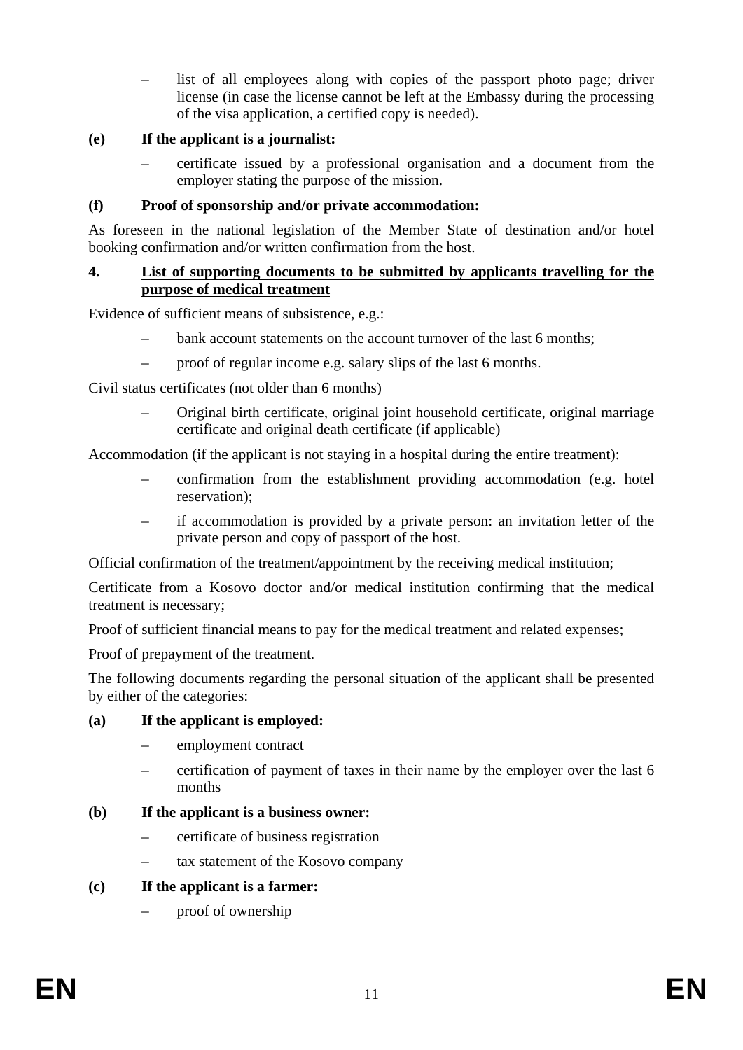- list of all employees along with copies of the passport photo page; driver license (in case the license cannot be left at the Embassy during the processing of the visa application, a certified copy is needed).

**(e) If the applicant is a journalist:**

- certificate issued by a professional organisation and a document from the employer stating the purpose of the mission.

**(f) Proof of sponsorship and/or private accommodation:**

As foreseen in the national legislation of the Member State of destination and/or hotel booking confirmation and/or written confirmation from the host.

**4. <u>List of supporting documents to be submitted by applicants travelling for the purpose of medical treatment</u>**

Evidence of sufficient means of subsistence, e.g.:

- bank account statements on the account turnover of the last 6 months;
- proof of regular income e.g. salary slips of the last 6 months.

Civil status certificates (not older than 6 months)

- Original birth certificate, original joint household certificate, original marriage certificate and original death certificate (if applicable)

Accommodation (if the applicant is not staying in a hospital during the entire treatment):

- confirmation from the establishment providing accommodation (e.g. hotel reservation);
- if accommodation is provided by a private person: an invitation letter of the private person and copy of passport of the host.

Official confirmation of the treatment/appointment by the receiving medical institution;

Certificate from a Kosovo doctor and/or medical institution confirming that the medical treatment is necessary;

Proof of sufficient financial means to pay for the medical treatment and related expenses;

Proof of prepayment of the treatment.

The following documents regarding the personal situation of the applicant shall be presented by either of the categories:

**(a) If the applicant is employed:**

- employment contract
- certification of payment of taxes in their name by the employer over the last 6 months

**(b) If the applicant is a business owner:**

- certificate of business registration
- tax statement of the Kosovo company

**(c) If the applicant is a farmer:**

- proof of ownership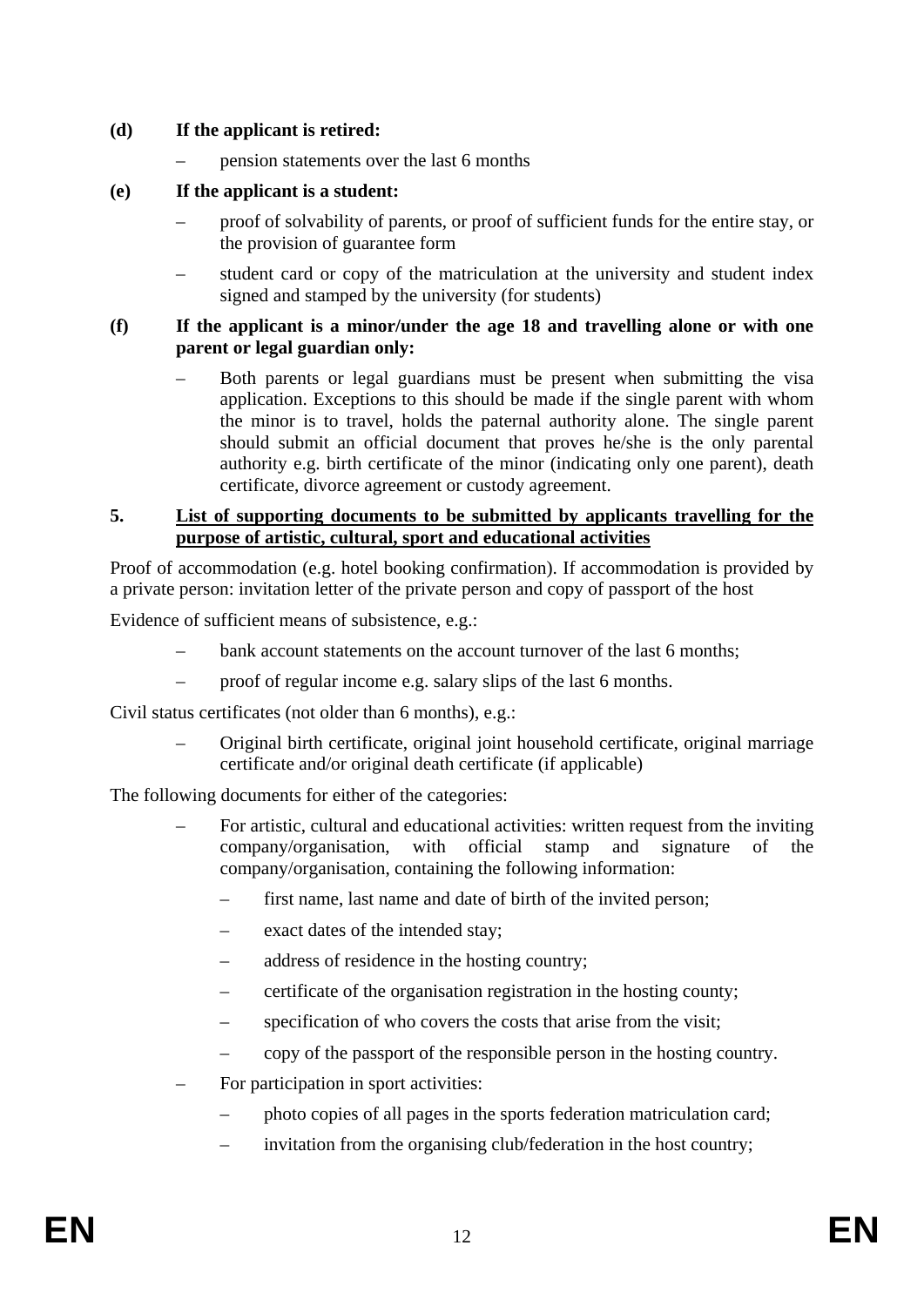**(d) If the applicant is retired:**

- pension statements over the last 6 months

**(e) If the applicant is a student:**

- proof of solvability of parents, or proof of sufficient funds for the entire stay, or the provision of guarantee form
- student card or copy of the matriculation at the university and student index signed and stamped by the university (for students)

**(f) If the applicant is a minor/under the age 18 and travelling alone or with one parent or legal guardian only:**

- Both parents or legal guardians must be present when submitting the visa application. Exceptions to this should be made if the single parent with whom the minor is to travel, holds the paternal authority alone. The single parent should submit an official document that proves he/she is the only parental authority e.g. birth certificate of the minor (indicating only one parent), death certificate, divorce agreement or custody agreement.

**5. <u>List of supporting documents to be submitted by applicants travelling for the purpose of artistic, cultural, sport and educational activities</u>**

Proof of accommodation (e.g. hotel booking confirmation). If accommodation is provided by a private person: invitation letter of the private person and copy of passport of the host

Evidence of sufficient means of subsistence, e.g.:

- bank account statements on the account turnover of the last 6 months;
- proof of regular income e.g. salary slips of the last 6 months.

Civil status certificates (not older than 6 months), e.g.:

- Original birth certificate, original joint household certificate, original marriage certificate and/or original death certificate (if applicable)

The following documents for either of the categories:

- For artistic, cultural and educational activities: written request from the inviting company/organisation, with official stamp and signature of the company/organisation, containing the following information:
  - first name, last name and date of birth of the invited person;
  - exact dates of the intended stay;
  - address of residence in the hosting country;
  - certificate of the organisation registration in the hosting county;
  - specification of who covers the costs that arise from the visit;
  - copy of the passport of the responsible person in the hosting country.
- For participation in sport activities:
  - photo copies of all pages in the sports federation matriculation card;
  - invitation from the organising club/federation in the host country;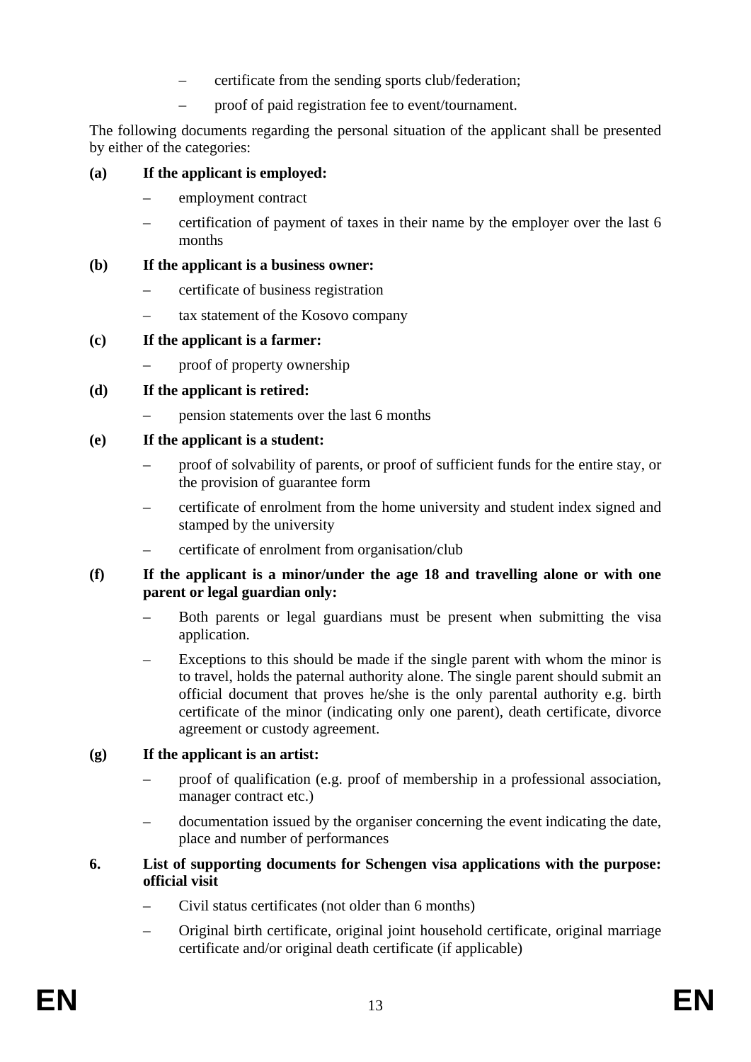- certificate from the sending sports club/federation;
  - proof of paid registration fee to event/tournament.

The following documents regarding the personal situation of the applicant shall be presented by either of the categories:

**(a) If the applicant is employed:**

- employment contract
- certification of payment of taxes in their name by the employer over the last 6 months

**(b) If the applicant is a business owner:**

- certificate of business registration
- tax statement of the Kosovo company

**(c) If the applicant is a farmer:**

- proof of property ownership

**(d) If the applicant is retired:**

- pension statements over the last 6 months

**(e) If the applicant is a student:**

- proof of solvability of parents, or proof of sufficient funds for the entire stay, or the provision of guarantee form
- certificate of enrolment from the home university and student index signed and stamped by the university
- certificate of enrolment from organisation/club

**(f) If the applicant is a minor/under the age 18 and travelling alone or with one parent or legal guardian only:**

- Both parents or legal guardians must be present when submitting the visa application.
- Exceptions to this should be made if the single parent with whom the minor is to travel, holds the paternal authority alone. The single parent should submit an official document that proves he/she is the only parental authority e.g. birth certificate of the minor (indicating only one parent), death certificate, divorce agreement or custody agreement.

**(g) If the applicant is an artist:**

- proof of qualification (e.g. proof of membership in a professional association, manager contract etc.)
- documentation issued by the organiser concerning the event indicating the date, place and number of performances

**6. List of supporting documents for Schengen visa applications with the purpose: official visit**

- Civil status certificates (not older than 6 months)
- Original birth certificate, original joint household certificate, original marriage certificate and/or original death certificate (if applicable)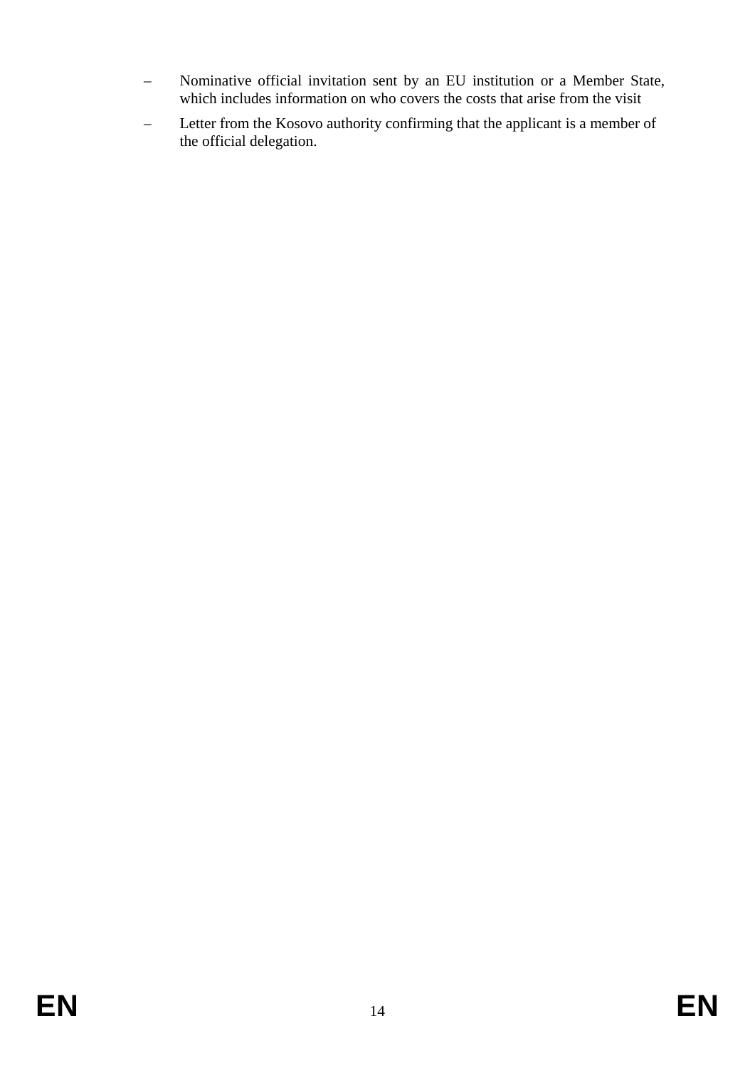– Nominative official invitation sent by an EU institution or a Member State, which includes information on who covers the costs that arise from the visit

– Letter from the Kosovo authority confirming that the applicant is a member of the official delegation.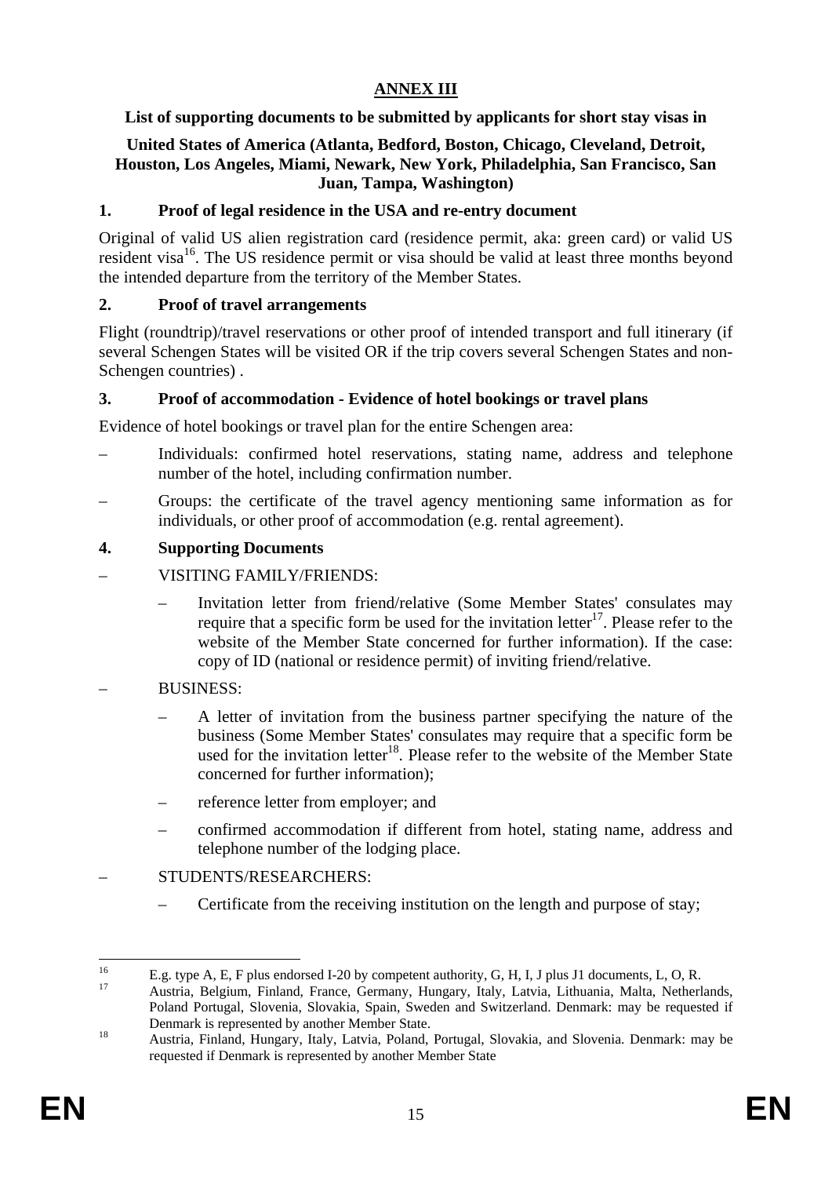# ANNEX III

**List of supporting documents to be submitted by applicants for short stay visas in**

**United States of America (Atlanta, Bedford, Boston, Chicago, Cleveland, Detroit, Houston, Los Angeles, Miami, Newark, New York, Philadelphia, San Francisco, San Juan, Tampa, Washington)**

## 1. Proof of legal residence in the USA and re-entry document

Original of valid US alien registration card (residence permit, aka: green card) or valid US resident visa[16]. The US residence permit or visa should be valid at least three months beyond the intended departure from the territory of the Member States.

## 2. Proof of travel arrangements

Flight (roundtrip)/travel reservations or other proof of intended transport and full itinerary (if several Schengen States will be visited OR if the trip covers several Schengen States and non-Schengen countries) .

## 3. Proof of accommodation - Evidence of hotel bookings or travel plans

Evidence of hotel bookings or travel plan for the entire Schengen area:

- Individuals: confirmed hotel reservations, stating name, address and telephone number of the hotel, including confirmation number.
- Groups: the certificate of the travel agency mentioning same information as for individuals, or other proof of accommodation (e.g. rental agreement).

## 4. Supporting Documents

- VISITING FAMILY/FRIENDS:
  - Invitation letter from friend/relative (Some Member States' consulates may require that a specific form be used for the invitation letter[17]. Please refer to the website of the Member State concerned for further information). If the case: copy of ID (national or residence permit) of inviting friend/relative.
- BUSINESS:
  - A letter of invitation from the business partner specifying the nature of the business (Some Member States' consulates may require that a specific form be used for the invitation letter[18]. Please refer to the website of the Member State concerned for further information);
  - reference letter from employer; and
  - confirmed accommodation if different from hotel, stating name, address and telephone number of the lodging place.
- STUDENTS/RESEARCHERS:
  - Certificate from the receiving institution on the length and purpose of stay;

---

[16] E.g. type A, E, F plus endorsed I-20 by competent authority, G, H, I, J plus J1 documents, L, O, R.

[17] Austria, Belgium, Finland, France, Germany, Hungary, Italy, Latvia, Lithuania, Malta, Netherlands, Poland Portugal, Slovenia, Slovakia, Spain, Sweden and Switzerland. Denmark: may be requested if Denmark is represented by another Member State.

[18] Austria, Finland, Hungary, Italy, Latvia, Poland, Portugal, Slovakia, and Slovenia. Denmark: may be requested if Denmark is represented by another Member State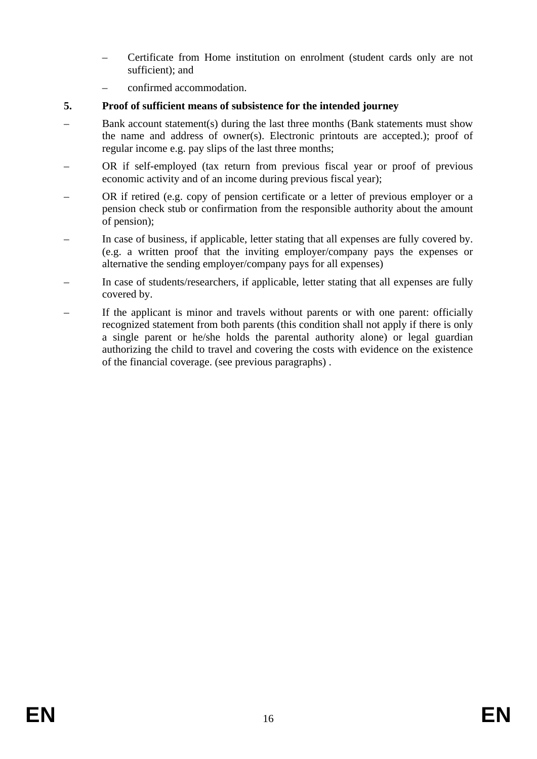- Certificate from Home institution on enrolment (student cards only are not sufficient); and
  - confirmed accommodation.

**5. Proof of sufficient means of subsistence for the intended journey**

- Bank account statement(s) during the last three months (Bank statements must show the name and address of owner(s). Electronic printouts are accepted.); proof of regular income e.g. pay slips of the last three months;
- OR if self-employed (tax return from previous fiscal year or proof of previous economic activity and of an income during previous fiscal year);
- OR if retired (e.g. copy of pension certificate or a letter of previous employer or a pension check stub or confirmation from the responsible authority about the amount of pension);
- In case of business, if applicable, letter stating that all expenses are fully covered by. (e.g. a written proof that the inviting employer/company pays the expenses or alternative the sending employer/company pays for all expenses)
- In case of students/researchers, if applicable, letter stating that all expenses are fully covered by.
- If the applicant is minor and travels without parents or with one parent: officially recognized statement from both parents (this condition shall not apply if there is only a single parent or he/she holds the parental authority alone) or legal guardian authorizing the child to travel and covering the costs with evidence on the existence of the financial coverage. (see previous paragraphs) .